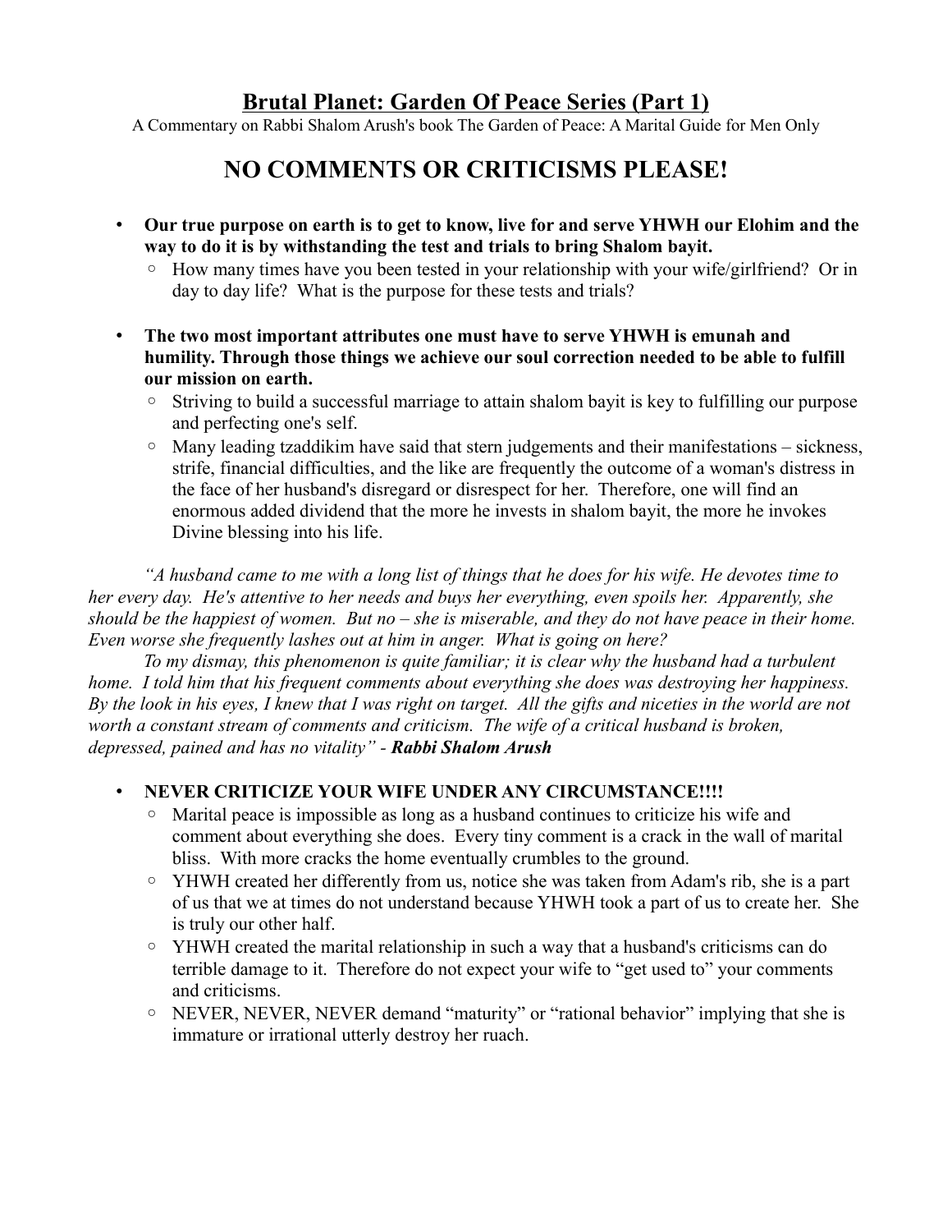# Brutal Planet: Garden Of Peace Series (Part 1)

A Commentary on Rabbi Shalom Arush's book The Garden of Peace: A Marital Guide for Men Only

## NO COMMENTS OR CRITICISMS PLEASE!

- **Our true purpose on earth is to get to know, live for and serve YHWH our Elohim and the way to do it is by withstanding the test and trials to bring Shalom bayit.**
  - How many times have you been tested in your relationship with your wife/girlfriend? Or in day to day life? What is the purpose for these tests and trials?
- **The two most important attributes one must have to serve YHWH is emunah and humility. Through those things we achieve our soul correction needed to be able to fulfill our mission on earth.**
  - Striving to build a successful marriage to attain shalom bayit is key to fulfilling our purpose and perfecting one's self.
  - Many leading tzaddikim have said that stern judgements and their manifestations – sickness, strife, financial difficulties, and the like are frequently the outcome of a woman's distress in the face of her husband's disregard or disrespect for her. Therefore, one will find an enormous added dividend that the more he invests in shalom bayit, the more he invokes Divine blessing into his life.

*"A husband came to me with a long list of things that he does for his wife. He devotes time to her every day. He's attentive to her needs and buys her everything, even spoils her. Apparently, she should be the happiest of women. But no – she is miserable, and they do not have peace in their home. Even worse she frequently lashes out at him in anger. What is going on here?*

*To my dismay, this phenomenon is quite familiar; it is clear why the husband had a turbulent home. I told him that his frequent comments about everything she does was destroying her happiness. By the look in his eyes, I knew that I was right on target. All the gifts and niceties in the world are not worth a constant stream of comments and criticism. The wife of a critical husband is broken, depressed, pained and has no vitality"* - ***Rabbi Shalom Arush***

- **NEVER CRITICIZE YOUR WIFE UNDER ANY CIRCUMSTANCE!!!!**
  - Marital peace is impossible as long as a husband continues to criticize his wife and comment about everything she does. Every tiny comment is a crack in the wall of marital bliss. With more cracks the home eventually crumbles to the ground.
  - YHWH created her differently from us, notice she was taken from Adam's rib, she is a part of us that we at times do not understand because YHWH took a part of us to create her. She is truly our other half.
  - YHWH created the marital relationship in such a way that a husband's criticisms can do terrible damage to it. Therefore do not expect your wife to "get used to" your comments and criticisms.
  - NEVER, NEVER, NEVER demand "maturity" or "rational behavior" implying that she is immature or irrational utterly destroy her ruach.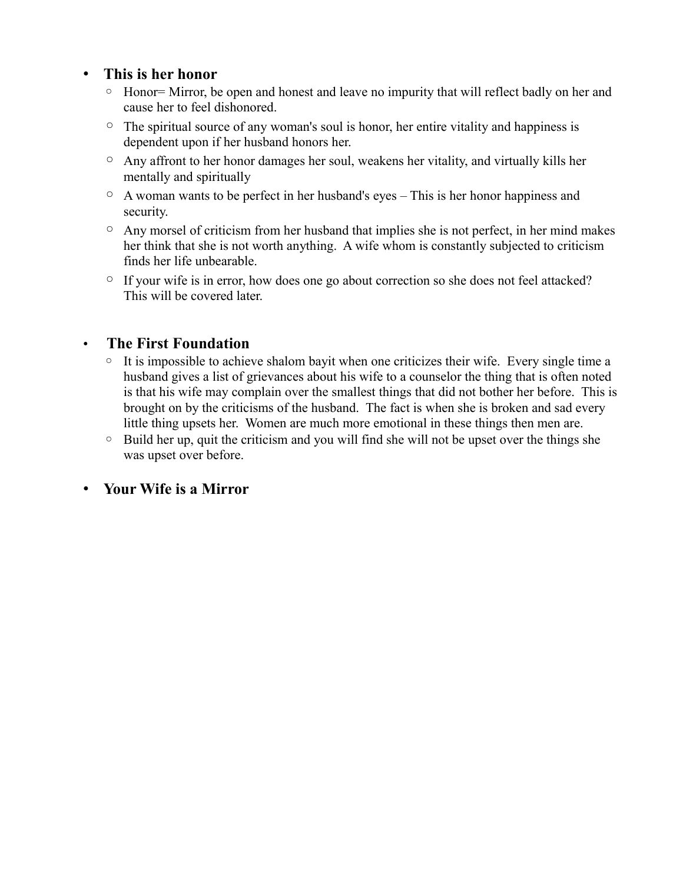- **This is her honor**
  - Honor= Mirror, be open and honest and leave no impurity that will reflect badly on her and cause her to feel dishonored.
  - The spiritual source of any woman's soul is honor, her entire vitality and happiness is dependent upon if her husband honors her.
  - Any affront to her honor damages her soul, weakens her vitality, and virtually kills her mentally and spiritually
  - A woman wants to be perfect in her husband's eyes – This is her honor happiness and security.
  - Any morsel of criticism from her husband that implies she is not perfect, in her mind makes her think that she is not worth anything. A wife whom is constantly subjected to criticism finds her life unbearable.
  - If your wife is in error, how does one go about correction so she does not feel attacked? This will be covered later.

- **The First Foundation**
  - It is impossible to achieve shalom bayit when one criticizes their wife. Every single time a husband gives a list of grievances about his wife to a counselor the thing that is often noted is that his wife may complain over the smallest things that did not bother her before. This is brought on by the criticisms of the husband. The fact is when she is broken and sad every little thing upsets her. Women are much more emotional in these things then men are.
  - Build her up, quit the criticism and you will find she will not be upset over the things she was upset over before.

- **Your Wife is a Mirror**